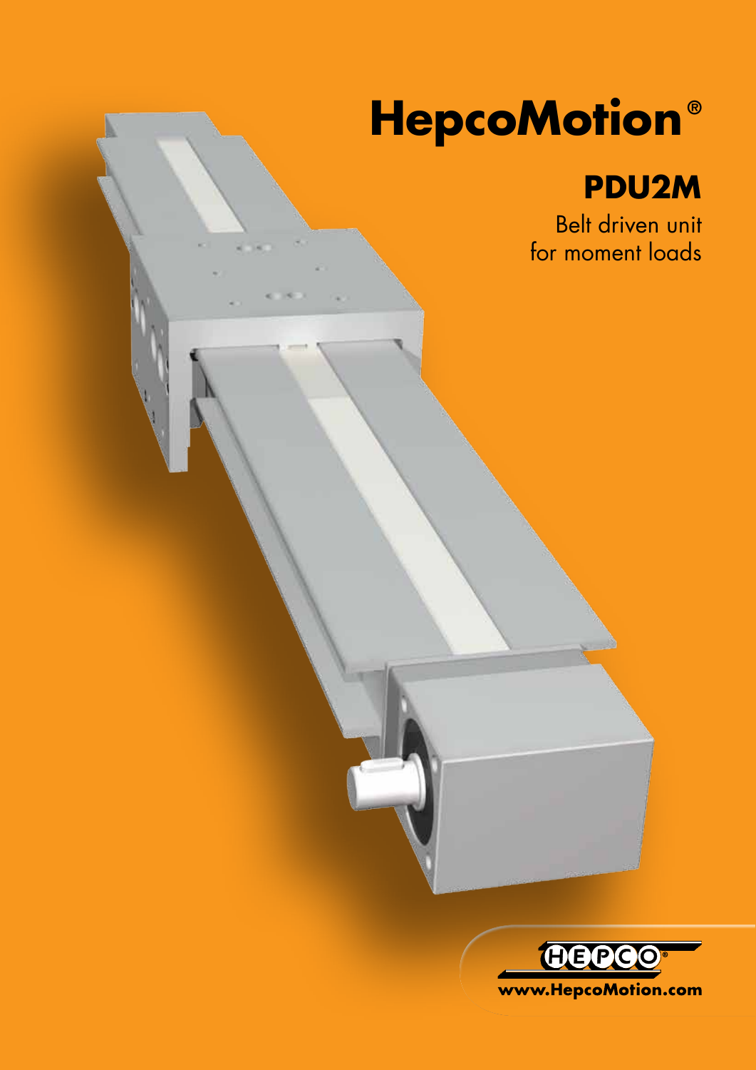# HepcoMotion®

## PDU2M

Belt driven unit
for moment loads

www.HepcoMotion.com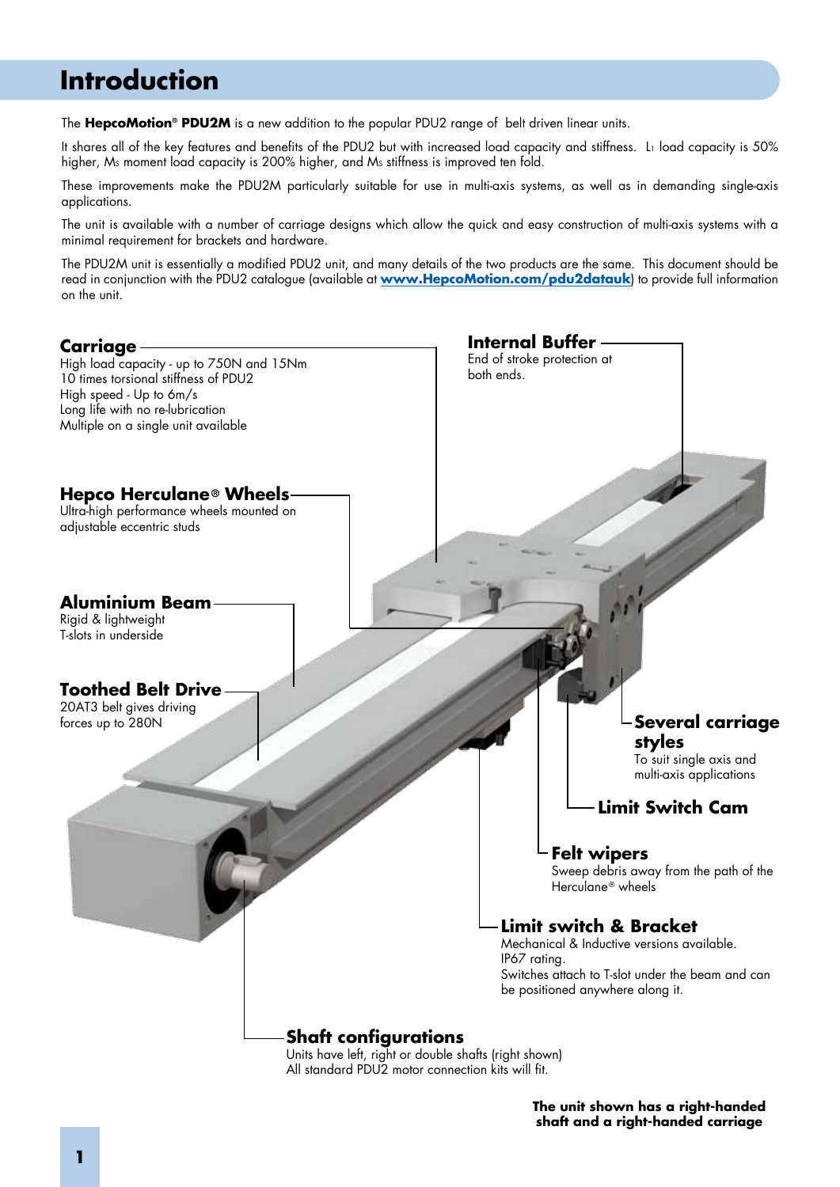# Introduction

The **HepcoMotion® PDU2M** is a new addition to the popular PDU2 range of belt driven linear units.

It shares all of the key features and benefits of the PDU2 but with increased load capacity and stiffness. $L_1$ load capacity is 50% higher, $M_S$ moment load capacity is 200% higher, and $M_S$ stiffness is improved ten fold.

These improvements make the PDU2M particularly suitable for use in multi-axis systems, as well as in demanding single-axis applications.

The unit is available with a number of carriage designs which allow the quick and easy construction of multi-axis systems with a minimal requirement for brackets and hardware.

The PDU2M unit is essentially a modified PDU2 unit, and many details of the two products are the same. This document should be read in conjunction with the PDU2 catalogue (available at **www.HepcoMotion.com/pdu2datauk**) to provide full information on the unit.

**Carriage**
High load capacity - up to 750N and 15Nm
10 times torsional stiffness of PDU2
High speed - Up to 6m/s
Long life with no re-lubrication
Multiple on a single unit available

**Internal Buffer**
End of stroke protection at both ends.

**Hepco Herculane® Wheels**
Ultra-high performance wheels mounted on adjustable eccentric studs

**Aluminium Beam**
Rigid & lightweight
T-slots in underside

**Toothed Belt Drive**
20AT3 belt gives driving forces up to 280N

**Several carriage styles**
To suit single axis and multi-axis applications

**Limit Switch Cam**

**Felt wipers**
Sweep debris away from the path of the Herculane® wheels

**Limit switch & Bracket**
Mechanical & Inductive versions available.
IP67 rating.
Switches attach to T-slot under the beam and can be positioned anywhere along it.

**Shaft configurations**
Units have left, right or double shafts (right shown)
All standard PDU2 motor connection kits will fit.

**The unit shown has a right-handed shaft and a right-handed carriage**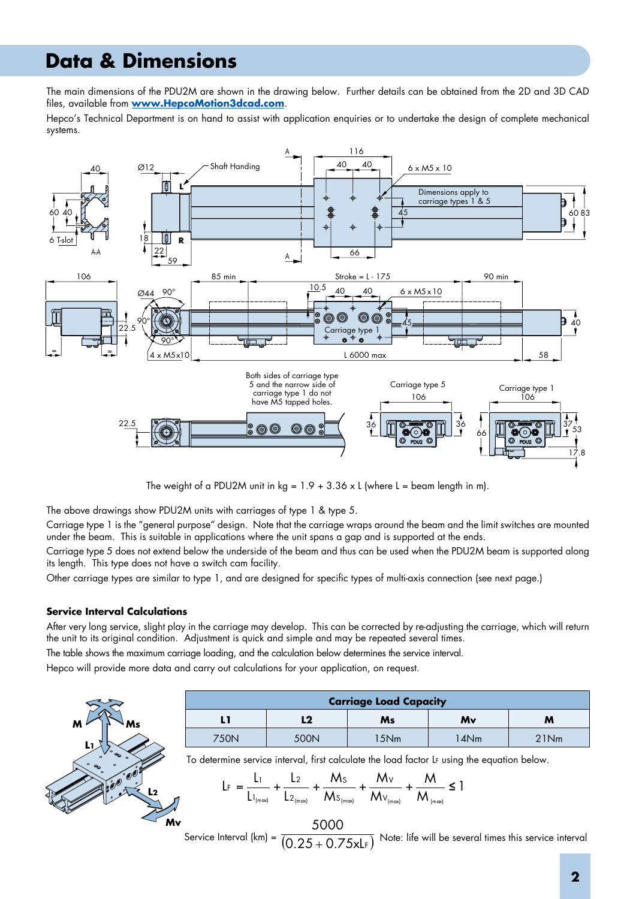# Data & Dimensions

The main dimensions of the PDU2M are shown in the drawing below. Further details can be obtained from the 2D and 3D CAD files, available from **www.HepcoMotion3dcad.com**.

Hepco's Technical Department is on hand to assist with application enquiries or to undertake the design of complete mechanical systems.

The weight of a PDU2M unit in kg = 1.9 + 3.36 x L (where L = beam length in m).

The above drawings show PDU2M units with carriages of type 1 & type 5.

Carriage type 1 is the "general purpose" design. Note that the carriage wraps around the beam and the limit switches are mounted under the beam. This is suitable in applications where the unit spans a gap and is supported at the ends.

Carriage type 5 does not extend below the underside of the beam and thus can be used when the PDU2M beam is supported along its length. This type does not have a switch cam facility.

Other carriage types are similar to type 1, and are designed for specific types of multi-axis connection (see next page.)

### Service Interval Calculations

After very long service, slight play in the carriage may develop. This can be corrected by re-adjusting the carriage, which will return the unit to its original condition. Adjustment is quick and simple and may be repeated several times.

The table shows the maximum carriage loading, and the calculation below determines the service interval.

Hepco will provide more data and carry out calculations for your application, on request.

| Carriage Load Capacity | | | | |
|---|---|---|---|---|
| **L1** | **L2** | **Ms** | **Mv** | **M** |
| 750N | 500N | 15Nm | 14Nm | 21Nm |

To determine service interval, first calculate the load factor $L_F$ using the equation below.

$$L_F = \frac{L_1}{L_{1(max)}} + \frac{L_2}{L_{2(max)}} + \frac{M_S}{M_{S(max)}} + \frac{M_V}{M_{V(max)}} + \frac{M}{M_{(max)}} \leq 1$$

$$\text{Service Interval (km)} = \frac{5000}{(0.25 + 0.75 \times L_F)}$$

Note: life will be several times this service interval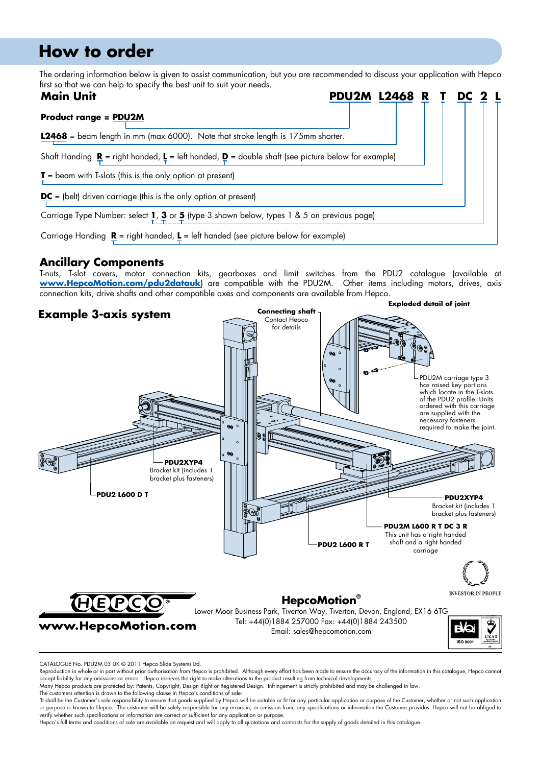# How to order

The ordering information below is given to assist communication, but you are recommended to discuss your application with Hepco first so that we can help to specify the best unit to suit your needs.

## Main Unit

**PDU2M L2468 R T DC 2 L**

**Product range = PDU2M**

**L2468** = beam length in mm (max 6000). Note that stroke length is 175mm shorter.

Shaft Handing **R** = right handed, **L** = left handed, **D** = double shaft (see picture below for example)

**T** = beam with T-slots (this is the only option at present)

**DC** = (belt) driven carriage (this is the only option at present)

Carriage Type Number: select **1**, **3** or **5** (type 3 shown below, types 1 & 5 on previous page)

Carriage Handing **R** = right handed, **L** = left handed (see picture below for example)

## Ancillary Components

T-nuts, T-slot covers, motor connection kits, gearboxes and limit switches from the PDU2 catalogue (available at **www.HepcoMotion.com/pdu2datauk**) are compatible with the PDU2M. Other items including motors, drives, axis connection kits, drive shafts and other compatible axes and components are available from Hepco.

## Example 3-axis system

**Connecting shaft**
Contact Hepco for details

**Exploded detail of joint**

PDU2M carriage type 3 has raised key portions which locate in the T-slots of the PDU2 profile. Units ordered with this carriage are supplied with the necessary fasteners required to make the joint.

**PDU2XYP4**
Bracket kit (includes 1 bracket plus fasteners)

**PDU2 L600 D T**

**PDU2XYP4**
Bracket kit (includes 1 bracket plus fasteners)

**PDU2M L600 R T DC 3 R**
This unit has a right handed shaft and a right handed carriage

**PDU2 L600 R T**

INVESTOR IN PEOPLE

**HepcoMotion®**
Lower Moor Business Park, Tiverton Way, Tiverton, Devon, England, EX16 6TG
Tel: +44(0)1884 257000 Fax: +44(0)1884 243500
Email: sales@hepcomotion.com

**www.HepcoMotion.com**

CATALOGUE No. PDU2M 03 UK © 2011 Hepco Slide Systems Ltd.
Reproduction in whole or in part without prior authorisation from Hepco is prohibited. Although every effort has been made to ensure the accuracy of the information in this catalogue, Hepco cannot accept liability for any omissions or errors. Hepco reserves the right to make alterations to the product resulting from technical developments.
Many Hepco products are protected by: Patents, Copyright, Design Right or Registered Design. Infringement is strictly prohibited and may be challenged in law.
The customers attention is drawn to the following clause in Hepco's conditions of sale:
'It shall be the Customer's sole responsibility to ensure that goods supplied by Hepco will be suitable or fit for any particular application or purpose of the Customer, whether or not such application or purpose is known to Hepco. The customer will be solely responsible for any errors in, or omission from, any specifications or information the Customer provides. Hepco will not be obliged to verify whether such specifications or information are correct or sufficient for any application or purpose.
Hepco's full terms and conditions of sale are available on request and will apply to all quotations and contracts for the supply of goods detailed in this catalogue.